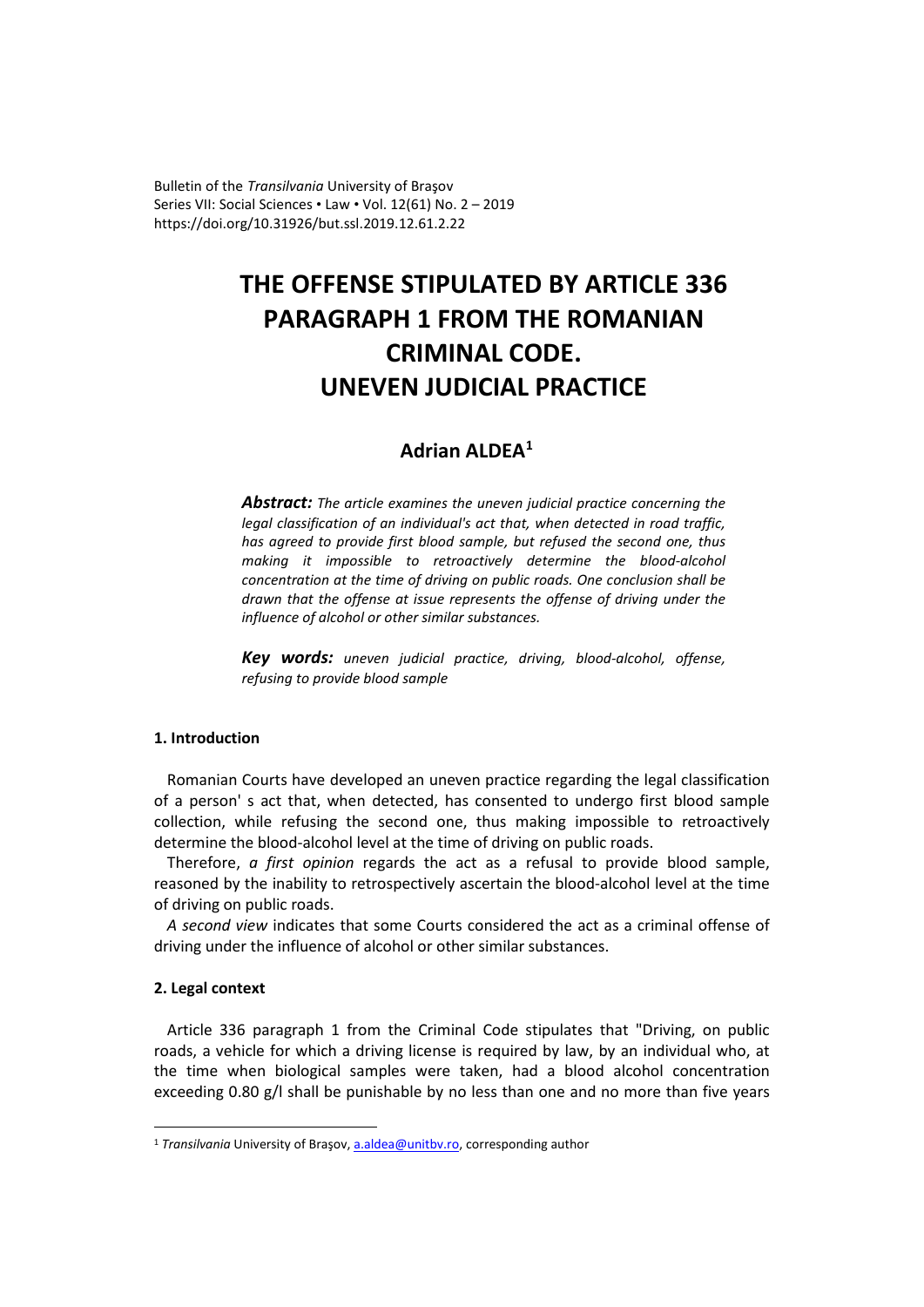# THE OFFENSE STIPULATED BY ARTICLE 336 PARAGRAPH 1 FROM THE ROMANIAN CRIMINAL CODE. UNEVEN JUDICIAL PRACTICE

## Adrian ALDEA[1]

***Abstract:*** *The article examines the uneven judicial practice concerning the legal classification of an individual's act that, when detected in road traffic, has agreed to provide first blood sample, but refused the second one, thus making it impossible to retroactively determine the blood-alcohol concentration at the time of driving on public roads. One conclusion shall be drawn that the offense at issue represents the offense of driving under the influence of alcohol or other similar substances.*

***Key words:*** *uneven judicial practice, driving, blood-alcohol, offense, refusing to provide blood sample*

### 1. Introduction

Romanian Courts have developed an uneven practice regarding the legal classification of a person' s act that, when detected, has consented to undergo first blood sample collection, while refusing the second one, thus making impossible to retroactively determine the blood-alcohol level at the time of driving on public roads.

Therefore, *a first opinion* regards the act as a refusal to provide blood sample, reasoned by the inability to retrospectively ascertain the blood-alcohol level at the time of driving on public roads.

*A second view* indicates that some Courts considered the act as a criminal offense of driving under the influence of alcohol or other similar substances.

### 2. Legal context

Article 336 paragraph 1 from the Criminal Code stipulates that "Driving, on public roads, a vehicle for which a driving license is required by law, by an individual who, at the time when biological samples were taken, had a blood alcohol concentration exceeding 0.80 g/l shall be punishable by no less than one and no more than five years

---

[1] *Transilvania* University of Braşov, a.aldea@unitbv.ro, corresponding author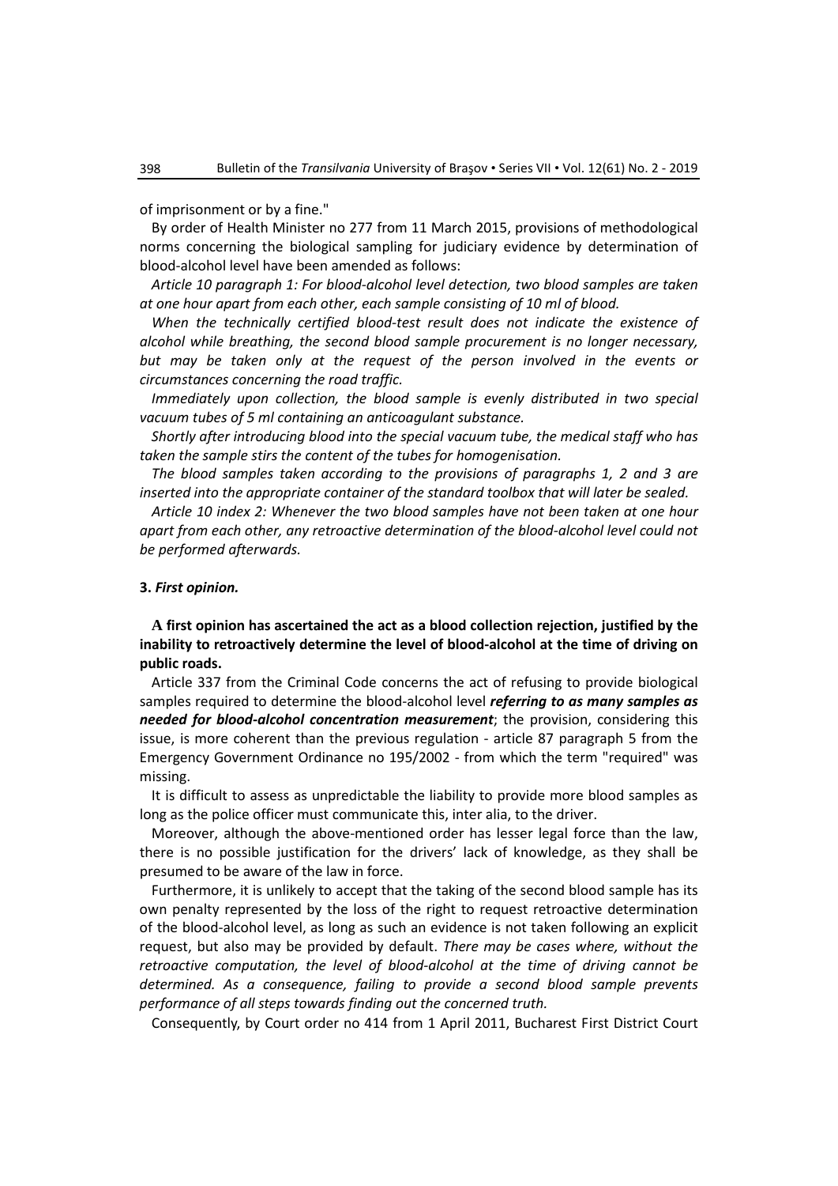of imprisonment or by a fine."

By order of Health Minister no 277 from 11 March 2015, provisions of methodological norms concerning the biological sampling for judiciary evidence by determination of blood-alcohol level have been amended as follows:

*Article 10 paragraph 1: For blood-alcohol level detection, two blood samples are taken at one hour apart from each other, each sample consisting of 10 ml of blood.*

*When the technically certified blood-test result does not indicate the existence of alcohol while breathing, the second blood sample procurement is no longer necessary, but may be taken only at the request of the person involved in the events or circumstances concerning the road traffic.*

*Immediately upon collection, the blood sample is evenly distributed in two special vacuum tubes of 5 ml containing an anticoagulant substance.*

*Shortly after introducing blood into the special vacuum tube, the medical staff who has taken the sample stirs the content of the tubes for homogenisation.*

*The blood samples taken according to the provisions of paragraphs 1, 2 and 3 are inserted into the appropriate container of the standard toolbox that will later be sealed.*

*Article 10 index 2: Whenever the two blood samples have not been taken at one hour apart from each other, any retroactive determination of the blood-alcohol level could not be performed afterwards.*

### 3. *First opinion.*

**A first opinion has ascertained the act as a blood collection rejection, justified by the inability to retroactively determine the level of blood-alcohol at the time of driving on public roads.**

Article 337 from the Criminal Code concerns the act of refusing to provide biological samples required to determine the blood-alcohol level ***referring to as many samples as needed for blood-alcohol concentration measurement***; the provision, considering this issue, is more coherent than the previous regulation - article 87 paragraph 5 from the Emergency Government Ordinance no 195/2002 - from which the term "required" was missing.

It is difficult to assess as unpredictable the liability to provide more blood samples as long as the police officer must communicate this, inter alia, to the driver.

Moreover, although the above-mentioned order has lesser legal force than the law, there is no possible justification for the drivers' lack of knowledge, as they shall be presumed to be aware of the law in force.

Furthermore, it is unlikely to accept that the taking of the second blood sample has its own penalty represented by the loss of the right to request retroactive determination of the blood-alcohol level, as long as such an evidence is not taken following an explicit request, but also may be provided by default. *There may be cases where, without the retroactive computation, the level of blood-alcohol at the time of driving cannot be determined. As a consequence, failing to provide a second blood sample prevents performance of all steps towards finding out the concerned truth.*

Consequently, by Court order no 414 from 1 April 2011, Bucharest First District Court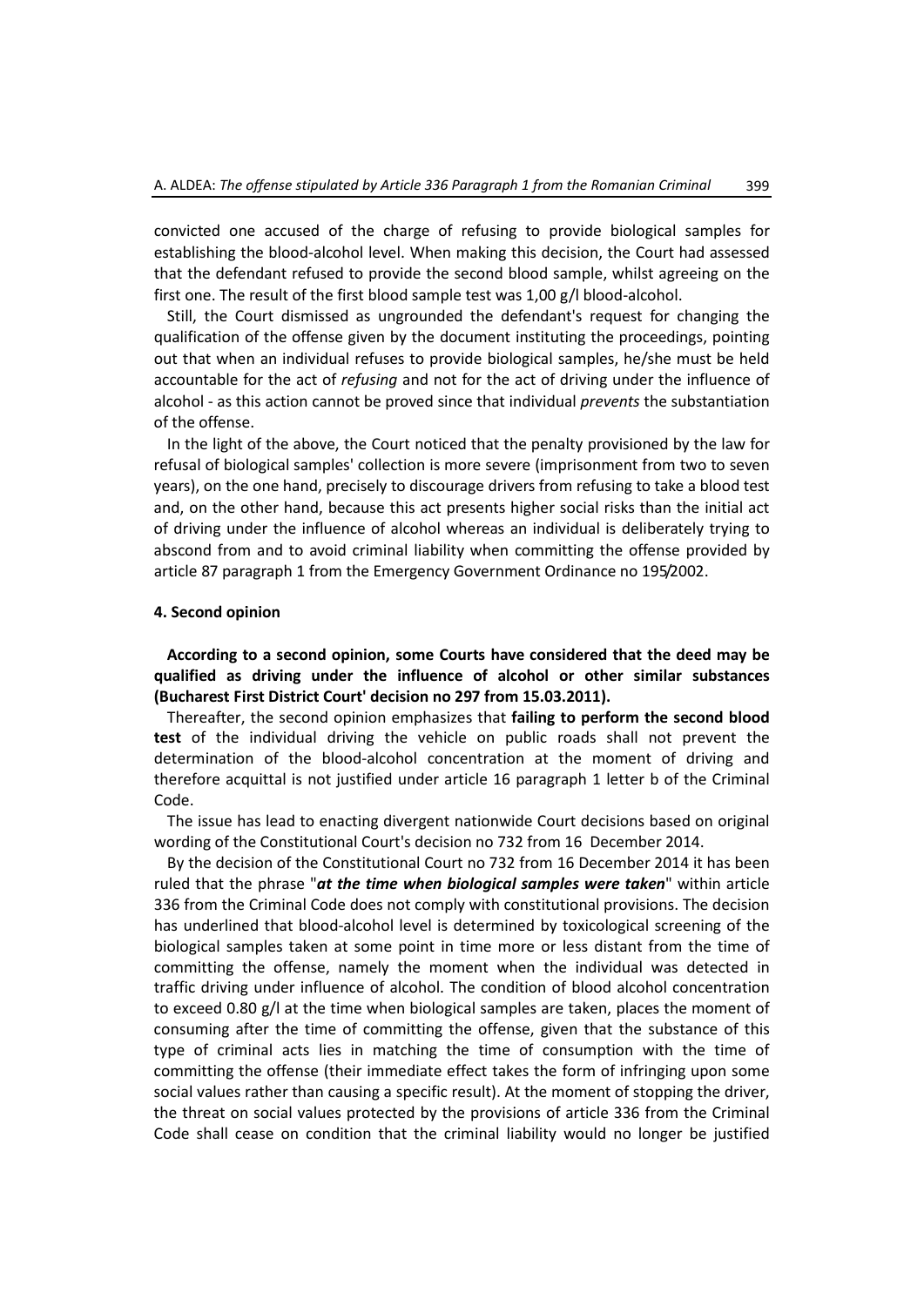convicted one accused of the charge of refusing to provide biological samples for establishing the blood-alcohol level. When making this decision, the Court had assessed that the defendant refused to provide the second blood sample, whilst agreeing on the first one. The result of the first blood sample test was 1,00 g/l blood-alcohol.

Still, the Court dismissed as ungrounded the defendant's request for changing the qualification of the offense given by the document instituting the proceedings, pointing out that when an individual refuses to provide biological samples, he/she must be held accountable for the act of *refusing* and not for the act of driving under the influence of alcohol - as this action cannot be proved since that individual *prevents* the substantiation of the offense.

In the light of the above, the Court noticed that the penalty provisioned by the law for refusal of biological samples' collection is more severe (imprisonment from two to seven years), on the one hand, precisely to discourage drivers from refusing to take a blood test and, on the other hand, because this act presents higher social risks than the initial act of driving under the influence of alcohol whereas an individual is deliberately trying to abscond from and to avoid criminal liability when committing the offense provided by article 87 paragraph 1 from the Emergency Government Ordinance no 195/2002.

### 4. Second opinion

**According to a second opinion, some Courts have considered that the deed may be qualified as driving under the influence of alcohol or other similar substances (Bucharest First District Court' decision no 297 from 15.03.2011).**

Thereafter, the second opinion emphasizes that **failing to perform the second blood test** of the individual driving the vehicle on public roads shall not prevent the determination of the blood-alcohol concentration at the moment of driving and therefore acquittal is not justified under article 16 paragraph 1 letter b of the Criminal Code.

The issue has lead to enacting divergent nationwide Court decisions based on original wording of the Constitutional Court's decision no 732 from 16 December 2014.

By the decision of the Constitutional Court no 732 from 16 December 2014 it has been ruled that the phrase "***at the time when biological samples were taken***" within article 336 from the Criminal Code does not comply with constitutional provisions. The decision has underlined that blood-alcohol level is determined by toxicological screening of the biological samples taken at some point in time more or less distant from the time of committing the offense, namely the moment when the individual was detected in traffic driving under influence of alcohol. The condition of blood alcohol concentration to exceed 0.80 g/l at the time when biological samples are taken, places the moment of consuming after the time of committing the offense, given that the substance of this type of criminal acts lies in matching the time of consumption with the time of committing the offense (their immediate effect takes the form of infringing upon some social values rather than causing a specific result). At the moment of stopping the driver, the threat on social values protected by the provisions of article 336 from the Criminal Code shall cease on condition that the criminal liability would no longer be justified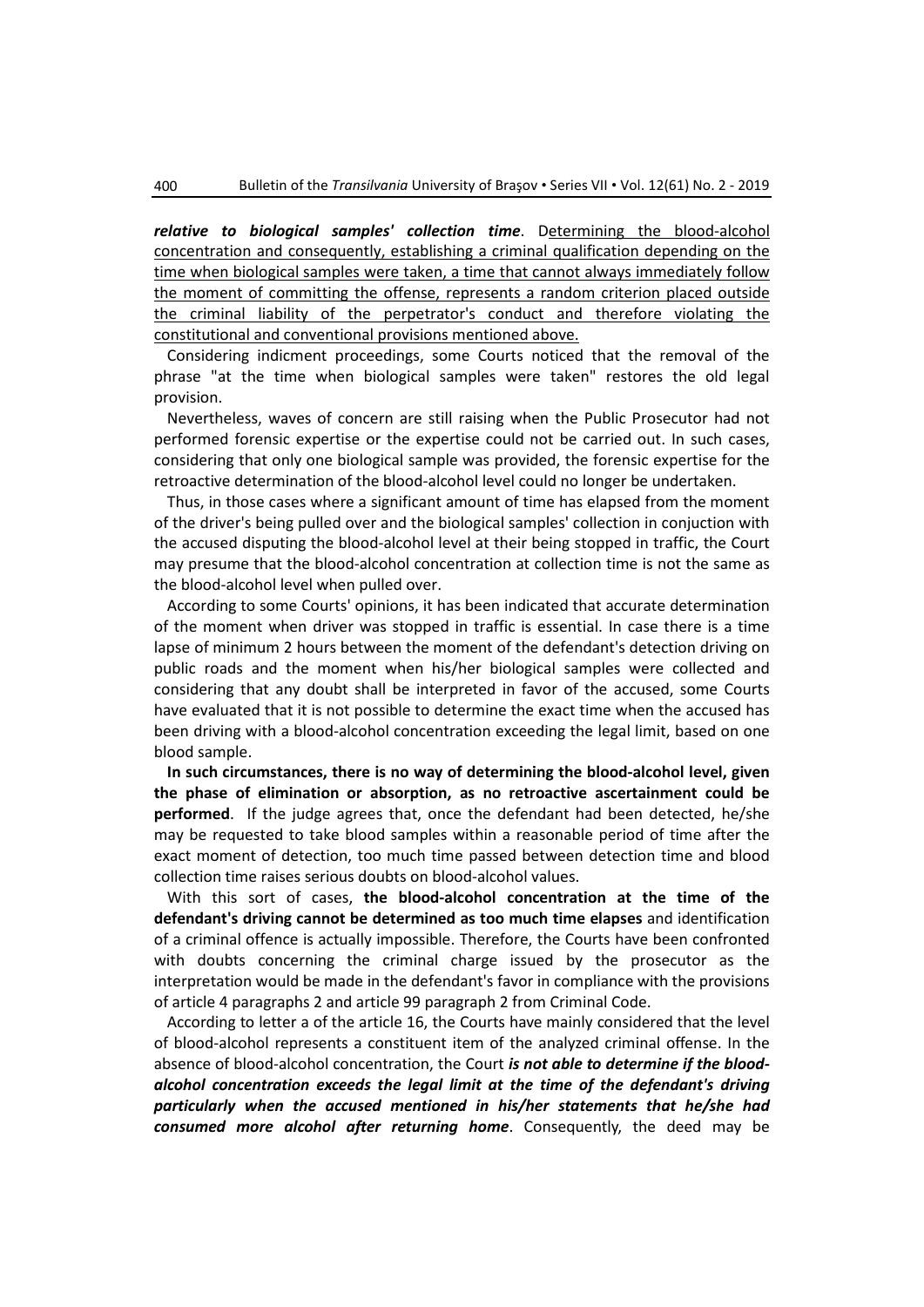***relative to biological samples' collection time***. Determining the blood-alcohol concentration and consequently, establishing a criminal qualification depending on the time when biological samples were taken, a time that cannot always immediately follow the moment of committing the offense, represents a random criterion placed outside the criminal liability of the perpetrator's conduct and therefore violating the constitutional and conventional provisions mentioned above.

Considering indicment proceedings, some Courts noticed that the removal of the phrase "at the time when biological samples were taken" restores the old legal provision.

Nevertheless, waves of concern are still raising when the Public Prosecutor had not performed forensic expertise or the expertise could not be carried out. In such cases, considering that only one biological sample was provided, the forensic expertise for the retroactive determination of the blood-alcohol level could no longer be undertaken.

Thus, in those cases where a significant amount of time has elapsed from the moment of the driver's being pulled over and the biological samples' collection in conjuction with the accused disputing the blood-alcohol level at their being stopped in traffic, the Court may presume that the blood-alcohol concentration at collection time is not the same as the blood-alcohol level when pulled over.

According to some Courts' opinions, it has been indicated that accurate determination of the moment when driver was stopped in traffic is essential. In case there is a time lapse of minimum 2 hours between the moment of the defendant's detection driving on public roads and the moment when his/her biological samples were collected and considering that any doubt shall be interpreted in favor of the accused, some Courts have evaluated that it is not possible to determine the exact time when the accused has been driving with a blood-alcohol concentration exceeding the legal limit, based on one blood sample.

**In such circumstances, there is no way of determining the blood-alcohol level, given the phase of elimination or absorption, as no retroactive ascertainment could be performed**. If the judge agrees that, once the defendant had been detected, he/she may be requested to take blood samples within a reasonable period of time after the exact moment of detection, too much time passed between detection time and blood collection time raises serious doubts on blood-alcohol values.

With this sort of cases, **the blood-alcohol concentration at the time of the defendant's driving cannot be determined as too much time elapses** and identification of a criminal offence is actually impossible. Therefore, the Courts have been confronted with doubts concerning the criminal charge issued by the prosecutor as the interpretation would be made in the defendant's favor in compliance with the provisions of article 4 paragraphs 2 and article 99 paragraph 2 from Criminal Code.

According to letter a of the article 16, the Courts have mainly considered that the level of blood-alcohol represents a constituent item of the analyzed criminal offense. In the absence of blood-alcohol concentration, the Court ***is not able to determine if the blood-alcohol concentration exceeds the legal limit at the time of the defendant's driving particularly when the accused mentioned in his/her statements that he/she had consumed more alcohol after returning home***. Consequently, the deed may be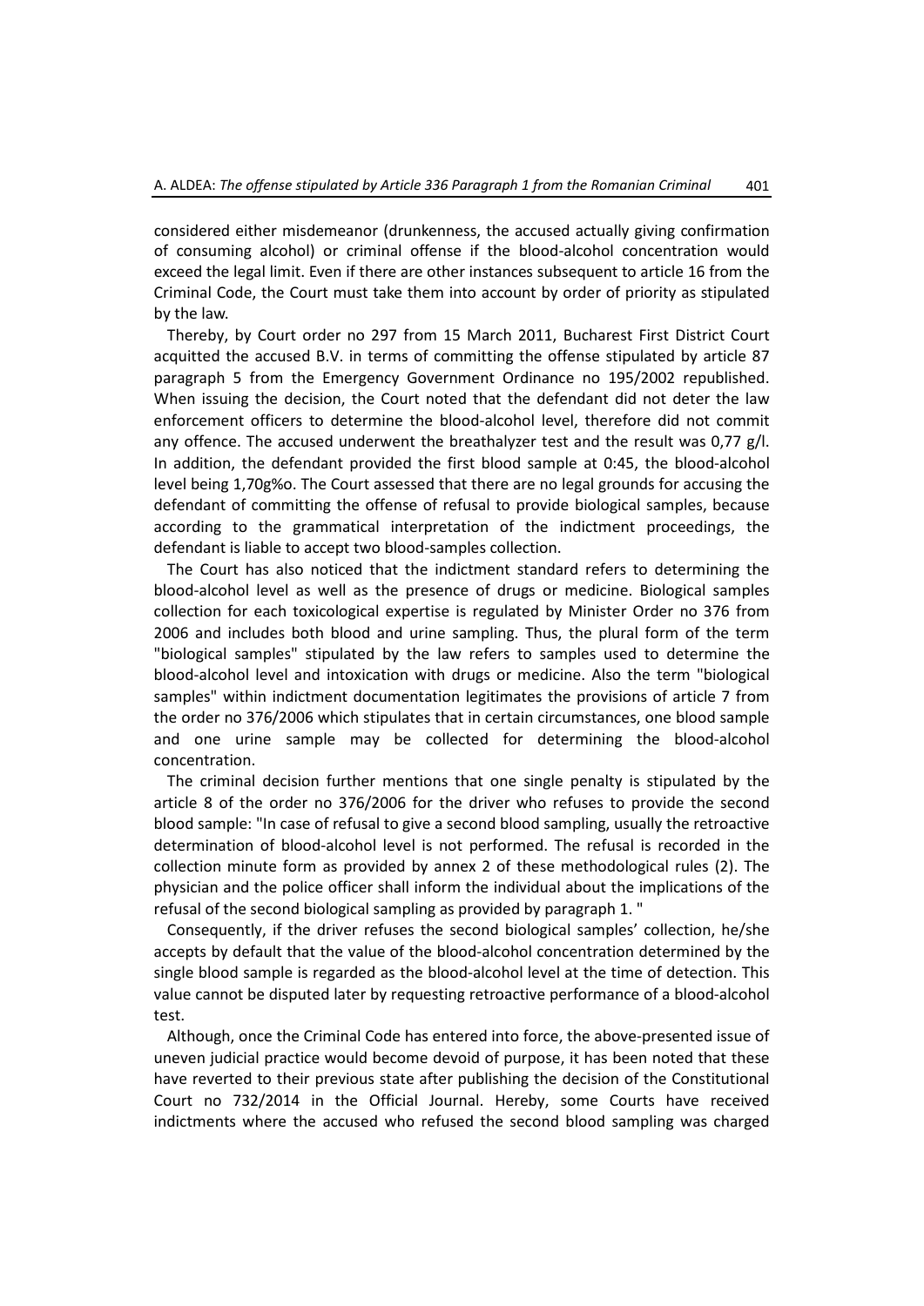considered either misdemeanor (drunkenness, the accused actually giving confirmation of consuming alcohol) or criminal offense if the blood-alcohol concentration would exceed the legal limit. Even if there are other instances subsequent to article 16 from the Criminal Code, the Court must take them into account by order of priority as stipulated by the law.

Thereby, by Court order no 297 from 15 March 2011, Bucharest First District Court acquitted the accused B.V. in terms of committing the offense stipulated by article 87 paragraph 5 from the Emergency Government Ordinance no 195/2002 republished. When issuing the decision, the Court noted that the defendant did not deter the law enforcement officers to determine the blood-alcohol level, therefore did not commit any offence. The accused underwent the breathalyzer test and the result was 0,77 g/l. In addition, the defendant provided the first blood sample at 0:45, the blood-alcohol level being 1,70g%o. The Court assessed that there are no legal grounds for accusing the defendant of committing the offense of refusal to provide biological samples, because according to the grammatical interpretation of the indictment proceedings, the defendant is liable to accept two blood-samples collection.

The Court has also noticed that the indictment standard refers to determining the blood-alcohol level as well as the presence of drugs or medicine. Biological samples collection for each toxicological expertise is regulated by Minister Order no 376 from 2006 and includes both blood and urine sampling. Thus, the plural form of the term "biological samples" stipulated by the law refers to samples used to determine the blood-alcohol level and intoxication with drugs or medicine. Also the term "biological samples" within indictment documentation legitimates the provisions of article 7 from the order no 376/2006 which stipulates that in certain circumstances, one blood sample and one urine sample may be collected for determining the blood-alcohol concentration.

The criminal decision further mentions that one single penalty is stipulated by the article 8 of the order no 376/2006 for the driver who refuses to provide the second blood sample: "In case of refusal to give a second blood sampling, usually the retroactive determination of blood-alcohol level is not performed. The refusal is recorded in the collection minute form as provided by annex 2 of these methodological rules (2). The physician and the police officer shall inform the individual about the implications of the refusal of the second biological sampling as provided by paragraph 1. "

Consequently, if the driver refuses the second biological samples' collection, he/she accepts by default that the value of the blood-alcohol concentration determined by the single blood sample is regarded as the blood-alcohol level at the time of detection. This value cannot be disputed later by requesting retroactive performance of a blood-alcohol test.

Although, once the Criminal Code has entered into force, the above-presented issue of uneven judicial practice would become devoid of purpose, it has been noted that these have reverted to their previous state after publishing the decision of the Constitutional Court no 732/2014 in the Official Journal. Hereby, some Courts have received indictments where the accused who refused the second blood sampling was charged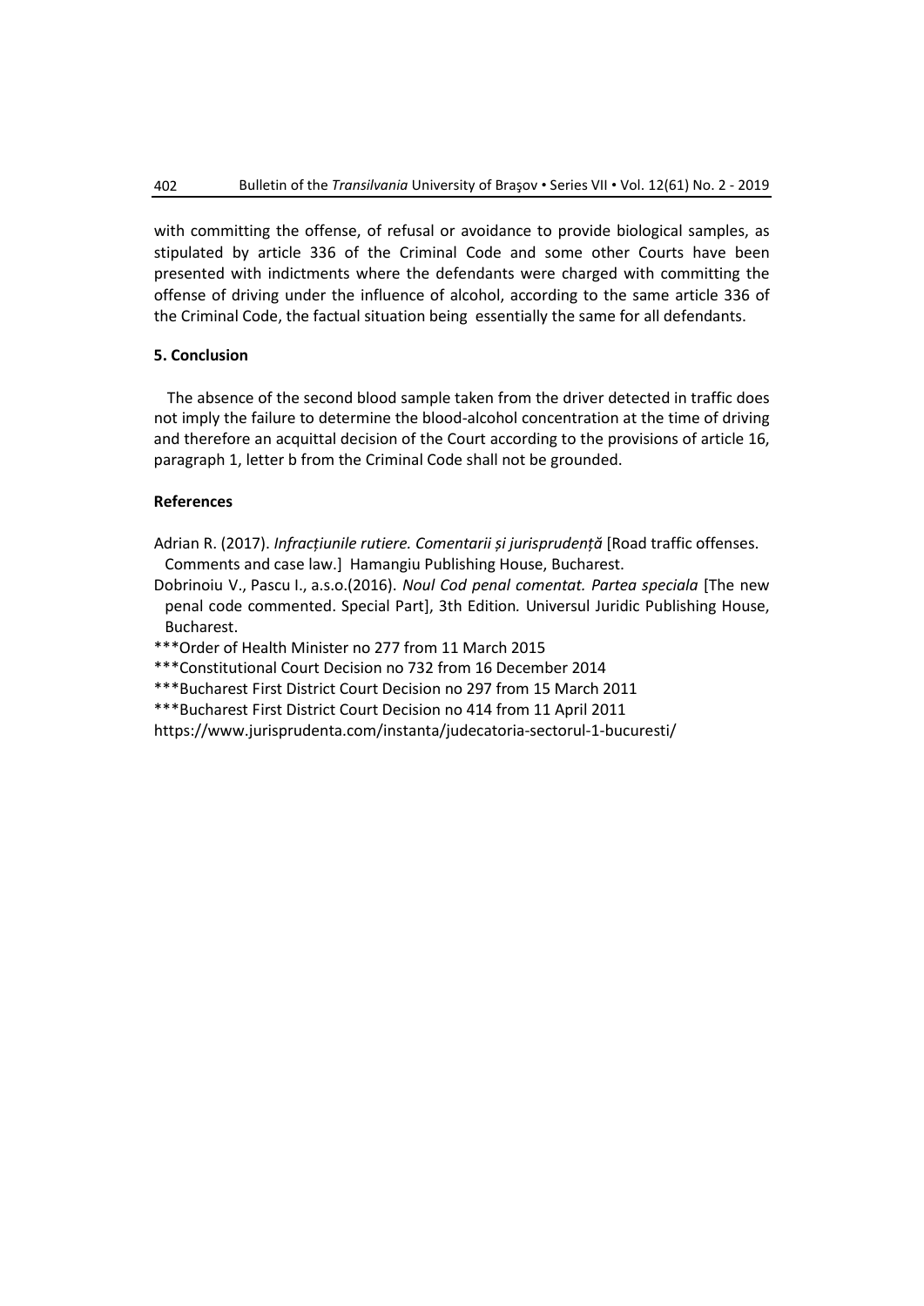with committing the offense, of refusal or avoidance to provide biological samples, as stipulated by article 336 of the Criminal Code and some other Courts have been presented with indictments where the defendants were charged with committing the offense of driving under the influence of alcohol, according to the same article 336 of the Criminal Code, the factual situation being essentially the same for all defendants.

## 5. Conclusion

The absence of the second blood sample taken from the driver detected in traffic does not imply the failure to determine the blood-alcohol concentration at the time of driving and therefore an acquittal decision of the Court according to the provisions of article 16, paragraph 1, letter b from the Criminal Code shall not be grounded.

## References

Adrian R. (2017). *Infracțiunile rutiere. Comentarii și jurisprudență* [Road traffic offenses. Comments and case law.] Hamangiu Publishing House, Bucharest.

Dobrinoiu V., Pascu I., a.s.o.(2016). *Noul Cod penal comentat. Partea speciala* [The new penal code commented. Special Part], 3th Edition*.* Universul Juridic Publishing House, Bucharest.

***Order of Health Minister no 277 from 11 March 2015

***Constitutional Court Decision no 732 from 16 December 2014

***Bucharest First District Court Decision no 297 from 15 March 2011

***Bucharest First District Court Decision no 414 from 11 April 2011

https://www.jurisprudenta.com/instanta/judecatoria-sectorul-1-bucuresti/